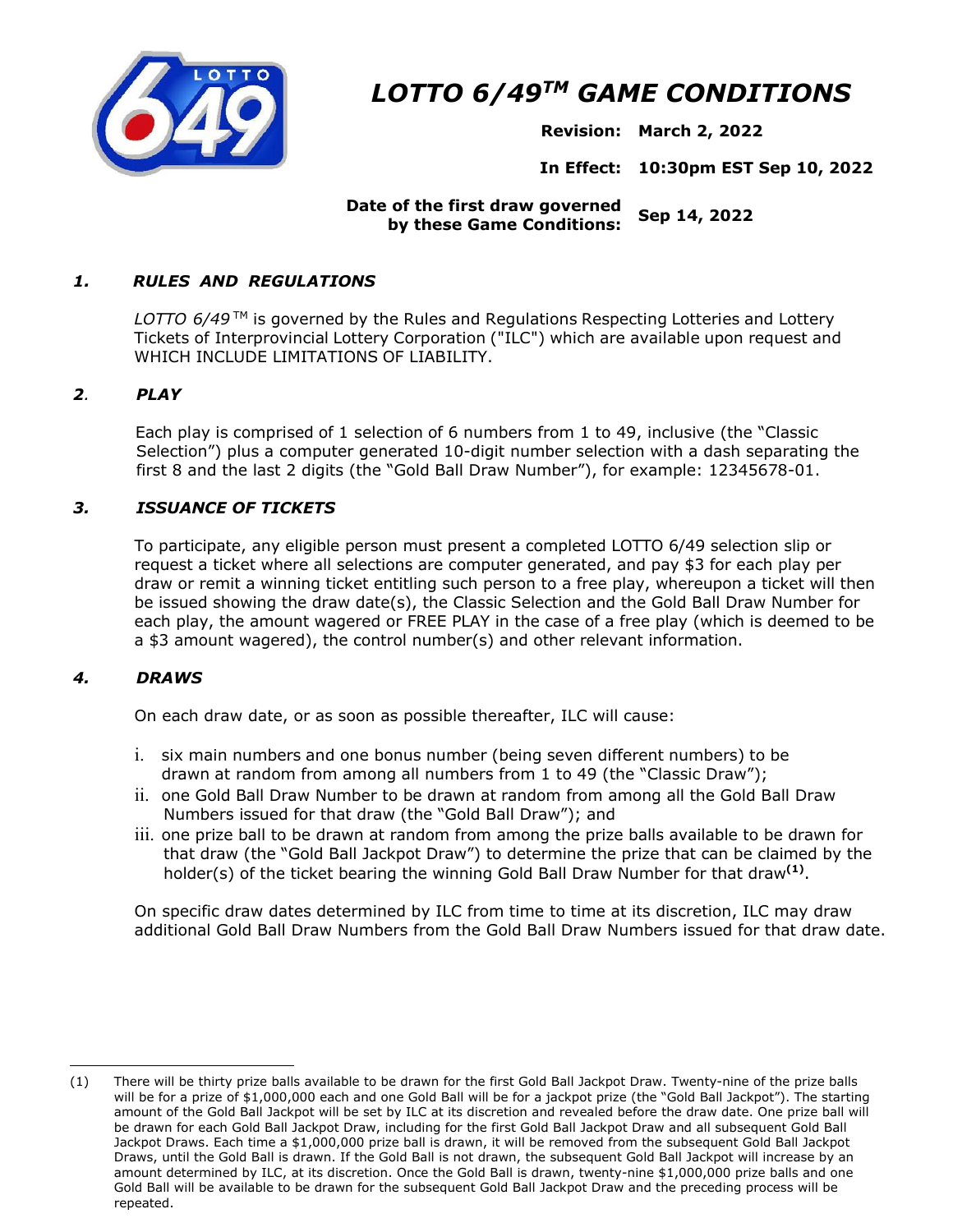# *LOTTO 6/49™ GAME CONDITIONS*

**Revision: March 2, 2022**

**In Effect: 10:30pm EST Sep 10, 2022**

**Date of the first draw governed by these Game Conditions: Sep 14, 2022**

## *1. RULES AND REGULATIONS*

*LOTTO 6/49*™ is governed by the Rules and Regulations Respecting Lotteries and Lottery Tickets of Interprovincial Lottery Corporation ("ILC") which are available upon request and WHICH INCLUDE LIMITATIONS OF LIABILITY.

## *2. PLAY*

Each play is comprised of 1 selection of 6 numbers from 1 to 49, inclusive (the "Classic Selection") plus a computer generated 10-digit number selection with a dash separating the first 8 and the last 2 digits (the "Gold Ball Draw Number"), for example: 12345678-01.

## *3. ISSUANCE OF TICKETS*

To participate, any eligible person must present a completed LOTTO 6/49 selection slip or request a ticket where all selections are computer generated, and pay $3 for each play per draw or remit a winning ticket entitling such person to a free play, whereupon a ticket will then be issued showing the draw date(s), the Classic Selection and the Gold Ball Draw Number for each play, the amount wagered or FREE PLAY in the case of a free play (which is deemed to be a $3 amount wagered), the control number(s) and other relevant information.

## *4. DRAWS*

On each draw date, or as soon as possible thereafter, ILC will cause:

i. six main numbers and one bonus number (being seven different numbers) to be drawn at random from among all numbers from 1 to 49 (the "Classic Draw");
ii. one Gold Ball Draw Number to be drawn at random from among all the Gold Ball Draw Numbers issued for that draw (the "Gold Ball Draw"); and
iii. one prize ball to be drawn at random from among the prize balls available to be drawn for that draw (the "Gold Ball Jackpot Draw") to determine the prize that can be claimed by the holder(s) of the ticket bearing the winning Gold Ball Draw Number for that draw[(1)].

On specific draw dates determined by ILC from time to time at its discretion, ILC may draw additional Gold Ball Draw Numbers from the Gold Ball Draw Numbers issued for that draw date.

---

(1) There will be thirty prize balls available to be drawn for the first Gold Ball Jackpot Draw. Twenty-nine of the prize balls will be for a prize of $1,000,000 each and one Gold Ball will be for a jackpot prize (the "Gold Ball Jackpot"). The starting amount of the Gold Ball Jackpot will be set by ILC at its discretion and revealed before the draw date. One prize ball will be drawn for each Gold Ball Jackpot Draw, including for the first Gold Ball Jackpot Draw and all subsequent Gold Ball Jackpot Draws. Each time a $1,000,000 prize ball is drawn, it will be removed from the subsequent Gold Ball Jackpot Draws, until the Gold Ball is drawn. If the Gold Ball is not drawn, the subsequent Gold Ball Jackpot will increase by an amount determined by ILC, at its discretion. Once the Gold Ball is drawn, twenty-nine $1,000,000 prize balls and one Gold Ball will be available to be drawn for the subsequent Gold Ball Jackpot Draw and the preceding process will be repeated.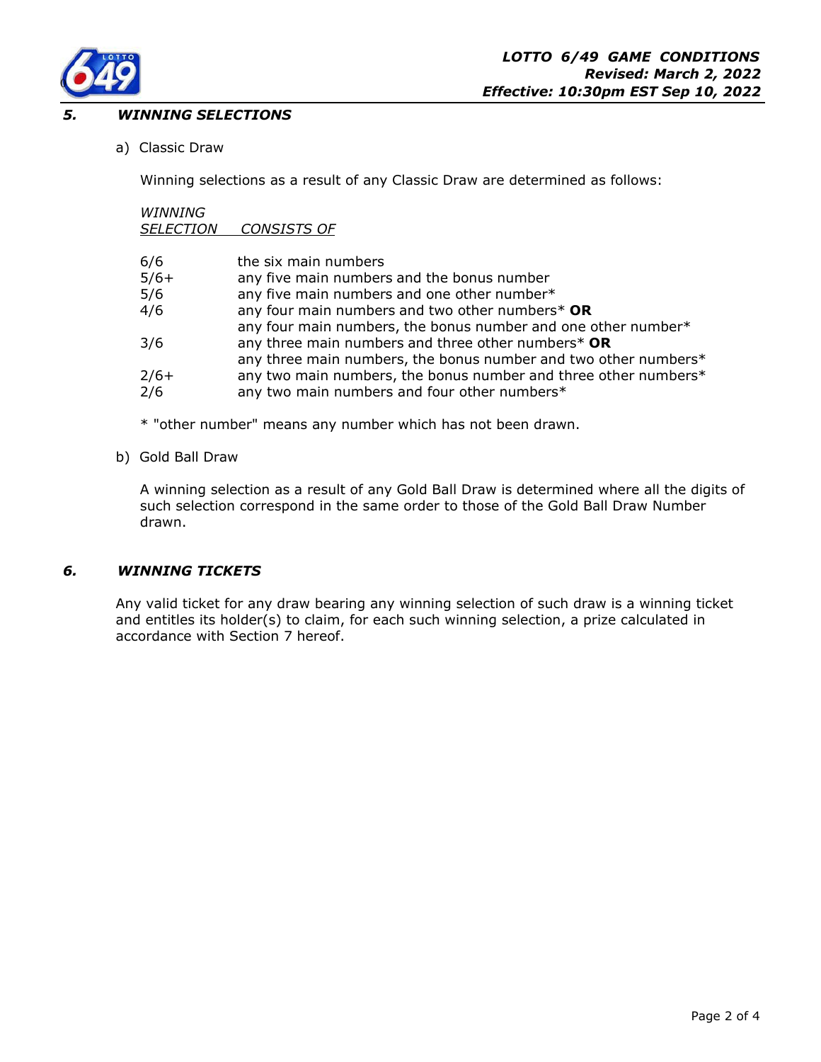## 5. *WINNING SELECTIONS*

a) Classic Draw

Winning selections as a result of any Classic Draw are determined as follows:

| *WINNING SELECTION* | *CONSISTS OF* |
|---|---|
| 6/6 | the six main numbers |
| 5/6+ | any five main numbers and the bonus number |
| 5/6 | any five main numbers and one other number* |
| 4/6 | any four main numbers and two other numbers* **OR** any four main numbers, the bonus number and one other number* |
| 3/6 | any three main numbers and three other numbers* **OR** any three main numbers, the bonus number and two other numbers* |
| 2/6+ | any two main numbers, the bonus number and three other numbers* |
| 2/6 | any two main numbers and four other numbers* |

* "other number" means any number which has not been drawn.

b) Gold Ball Draw

A winning selection as a result of any Gold Ball Draw is determined where all the digits of such selection correspond in the same order to those of the Gold Ball Draw Number drawn.

## 6. *WINNING TICKETS*

Any valid ticket for any draw bearing any winning selection of such draw is a winning ticket and entitles its holder(s) to claim, for each such winning selection, a prize calculated in accordance with Section 7 hereof.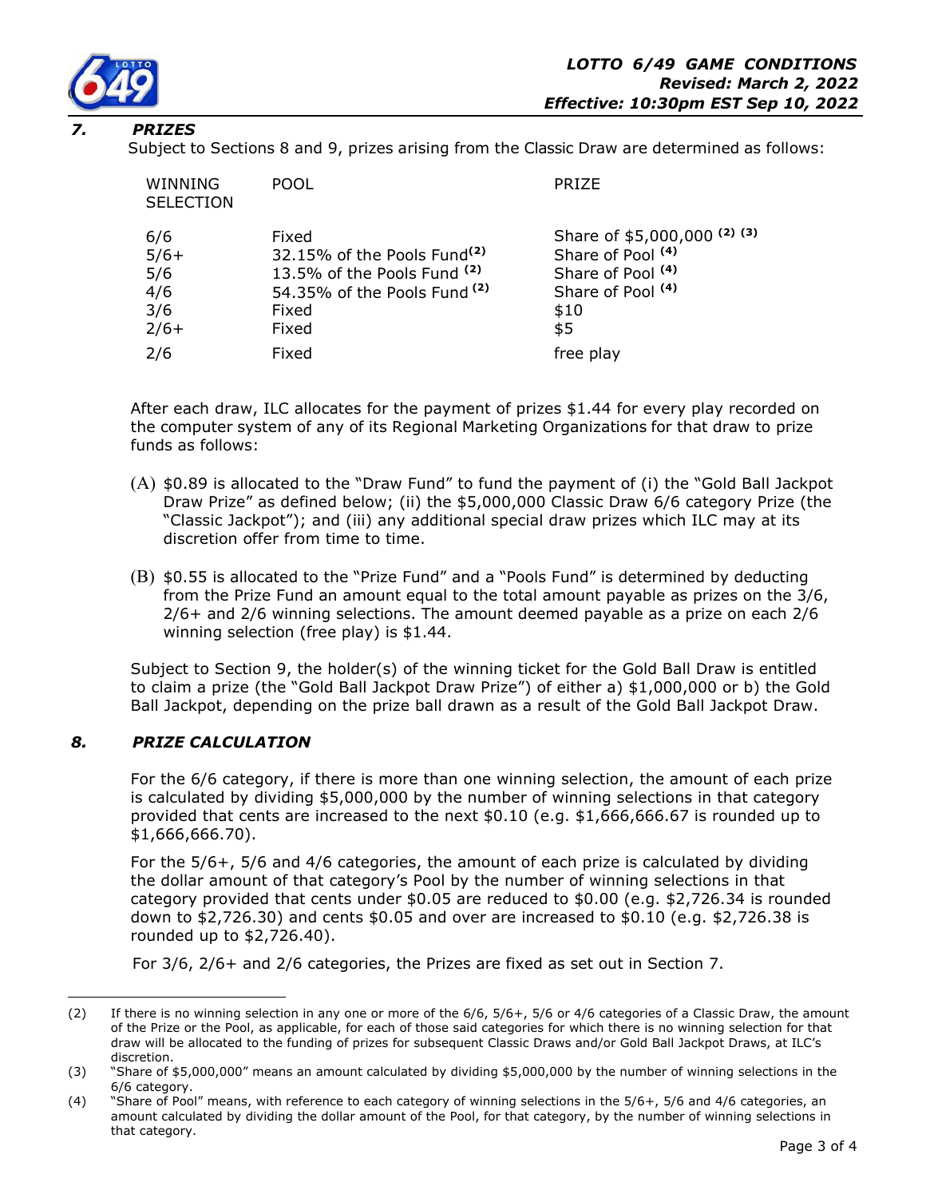## 7. PRIZES

Subject to Sections 8 and 9, prizes arising from the Classic Draw are determined as follows:

| WINNING SELECTION | POOL | PRIZE |
|---|---|---|
| 6/6 | Fixed | Share of $5,000,000 [(2)] [(3)] |
| 5/6+ | 32.15% of the Pools Fund [(2)] | Share of Pool [(4)] |
| 5/6 | 13.5% of the Pools Fund [(2)] | Share of Pool [(4)] |
| 4/6 | 54.35% of the Pools Fund [(2)] | Share of Pool [(4)] |
| 3/6 | Fixed | $10 |
| 2/6+ | Fixed | $5 |
| 2/6 | Fixed | free play |

After each draw, ILC allocates for the payment of prizes $1.44 for every play recorded on the computer system of any of its Regional Marketing Organizations for that draw to prize funds as follows:

(A) $0.89 is allocated to the "Draw Fund" to fund the payment of (i) the "Gold Ball Jackpot Draw Prize" as defined below; (ii) the $5,000,000 Classic Draw 6/6 category Prize (the "Classic Jackpot"); and (iii) any additional special draw prizes which ILC may at its discretion offer from time to time.

(B) $0.55 is allocated to the "Prize Fund" and a "Pools Fund" is determined by deducting from the Prize Fund an amount equal to the total amount payable as prizes on the 3/6, 2/6+ and 2/6 winning selections. The amount deemed payable as a prize on each 2/6 winning selection (free play) is $1.44.

Subject to Section 9, the holder(s) of the winning ticket for the Gold Ball Draw is entitled to claim a prize (the "Gold Ball Jackpot Draw Prize") of either a) $1,000,000 or b) the Gold Ball Jackpot, depending on the prize ball drawn as a result of the Gold Ball Jackpot Draw.

## 8. PRIZE CALCULATION

For the 6/6 category, if there is more than one winning selection, the amount of each prize is calculated by dividing $5,000,000 by the number of winning selections in that category provided that cents are increased to the next $0.10 (e.g. $1,666,666.67 is rounded up to $1,666,666.70).

For the 5/6+, 5/6 and 4/6 categories, the amount of each prize is calculated by dividing the dollar amount of that category's Pool by the number of winning selections in that category provided that cents under $0.05 are reduced to $0.00 (e.g. $2,726.34 is rounded down to $2,726.30) and cents $0.05 and over are increased to $0.10 (e.g. $2,726.38 is rounded up to $2,726.40).

For 3/6, 2/6+ and 2/6 categories, the Prizes are fixed as set out in Section 7.

---

(2) If there is no winning selection in any one or more of the 6/6, 5/6+, 5/6 or 4/6 categories of a Classic Draw, the amount of the Prize or the Pool, as applicable, for each of those said categories for which there is no winning selection for that draw will be allocated to the funding of prizes for subsequent Classic Draws and/or Gold Ball Jackpot Draws, at ILC's discretion.

(3) "Share of $5,000,000" means an amount calculated by dividing $5,000,000 by the number of winning selections in the 6/6 category.

(4) "Share of Pool" means, with reference to each category of winning selections in the 5/6+, 5/6 and 4/6 categories, an amount calculated by dividing the dollar amount of the Pool, for that category, by the number of winning selections in that category.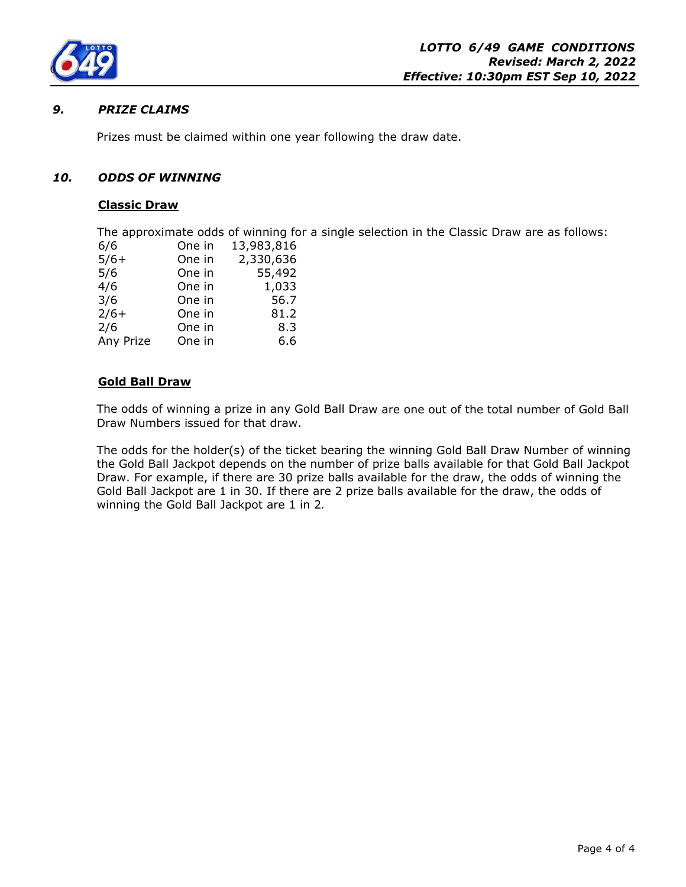### 9. *PRIZE CLAIMS*

Prizes must be claimed within one year following the draw date.

### 10. *ODDS OF WINNING*

**Classic Draw**

The approximate odds of winning for a single selection in the Classic Draw are as follows:

| | | |
|---|---|---|
| 6/6 | One in | 13,983,816 |
| 5/6+ | One in | 2,330,636 |
| 5/6 | One in | 55,492 |
| 4/6 | One in | 1,033 |
| 3/6 | One in | 56.7 |
| 2/6+ | One in | 81.2 |
| 2/6 | One in | 8.3 |
| Any Prize | One in | 6.6 |

**Gold Ball Draw**

The odds of winning a prize in any Gold Ball Draw are one out of the total number of Gold Ball Draw Numbers issued for that draw.

The odds for the holder(s) of the ticket bearing the winning Gold Ball Draw Number of winning the Gold Ball Jackpot depends on the number of prize balls available for that Gold Ball Jackpot Draw. For example, if there are 30 prize balls available for the draw, the odds of winning the Gold Ball Jackpot are 1 in 30. If there are 2 prize balls available for the draw, the odds of winning the Gold Ball Jackpot are 1 in 2.